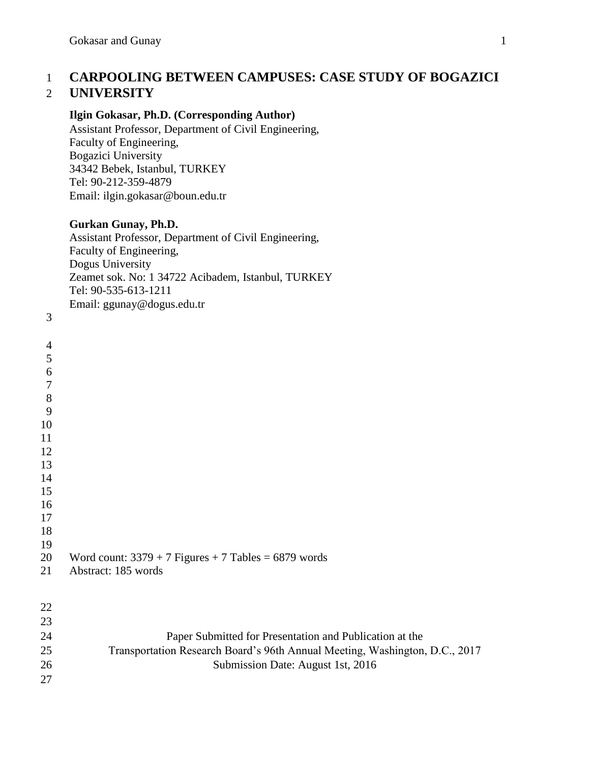# CARPOOLING BETWEEN CAMPUSES: CASE STUDY OF BOGAZICI UNIVERSITY

**Ilgin Gokasar, Ph.D. (Corresponding Author)**
Assistant Professor, Department of Civil Engineering,
Faculty of Engineering,
Bogazici University
34342 Bebek, Istanbul, TURKEY
Tel: 90-212-359-4879
Email: ilgin.gokasar@boun.edu.tr

**Gurkan Gunay, Ph.D.**
Assistant Professor, Department of Civil Engineering,
Faculty of Engineering,
Dogus University
Zeamet sok. No: 1 34722 Acibadem, Istanbul, TURKEY
Tel: 90-535-613-1211
Email: ggunay@dogus.edu.tr

Word count: 3379 + 7 Figures + 7 Tables = 6879 words
Abstract: 185 words

Paper Submitted for Presentation and Publication at the
Transportation Research Board's 96th Annual Meeting, Washington, D.C., 2017
Submission Date: August 1st, 2016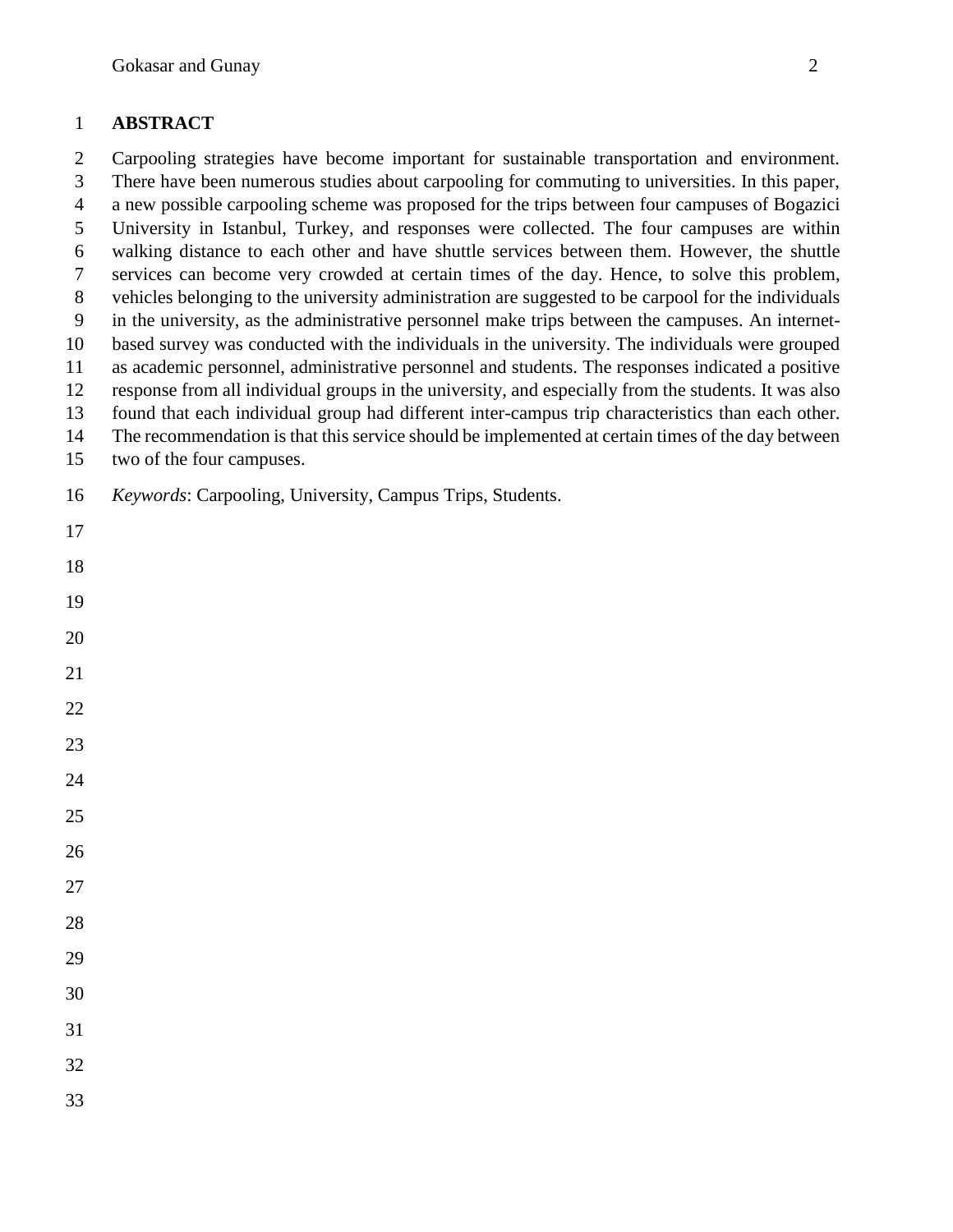## ABSTRACT

Carpooling strategies have become important for sustainable transportation and environment. There have been numerous studies about carpooling for commuting to universities. In this paper, a new possible carpooling scheme was proposed for the trips between four campuses of Bogazici University in Istanbul, Turkey, and responses were collected. The four campuses are within walking distance to each other and have shuttle services between them. However, the shuttle services can become very crowded at certain times of the day. Hence, to solve this problem, vehicles belonging to the university administration are suggested to be carpool for the individuals in the university, as the administrative personnel make trips between the campuses. An internet-based survey was conducted with the individuals in the university. The individuals were grouped as academic personnel, administrative personnel and students. The responses indicated a positive response from all individual groups in the university, and especially from the students. It was also found that each individual group had different inter-campus trip characteristics than each other. The recommendation is that this service should be implemented at certain times of the day between two of the four campuses.

*Keywords*: Carpooling, University, Campus Trips, Students.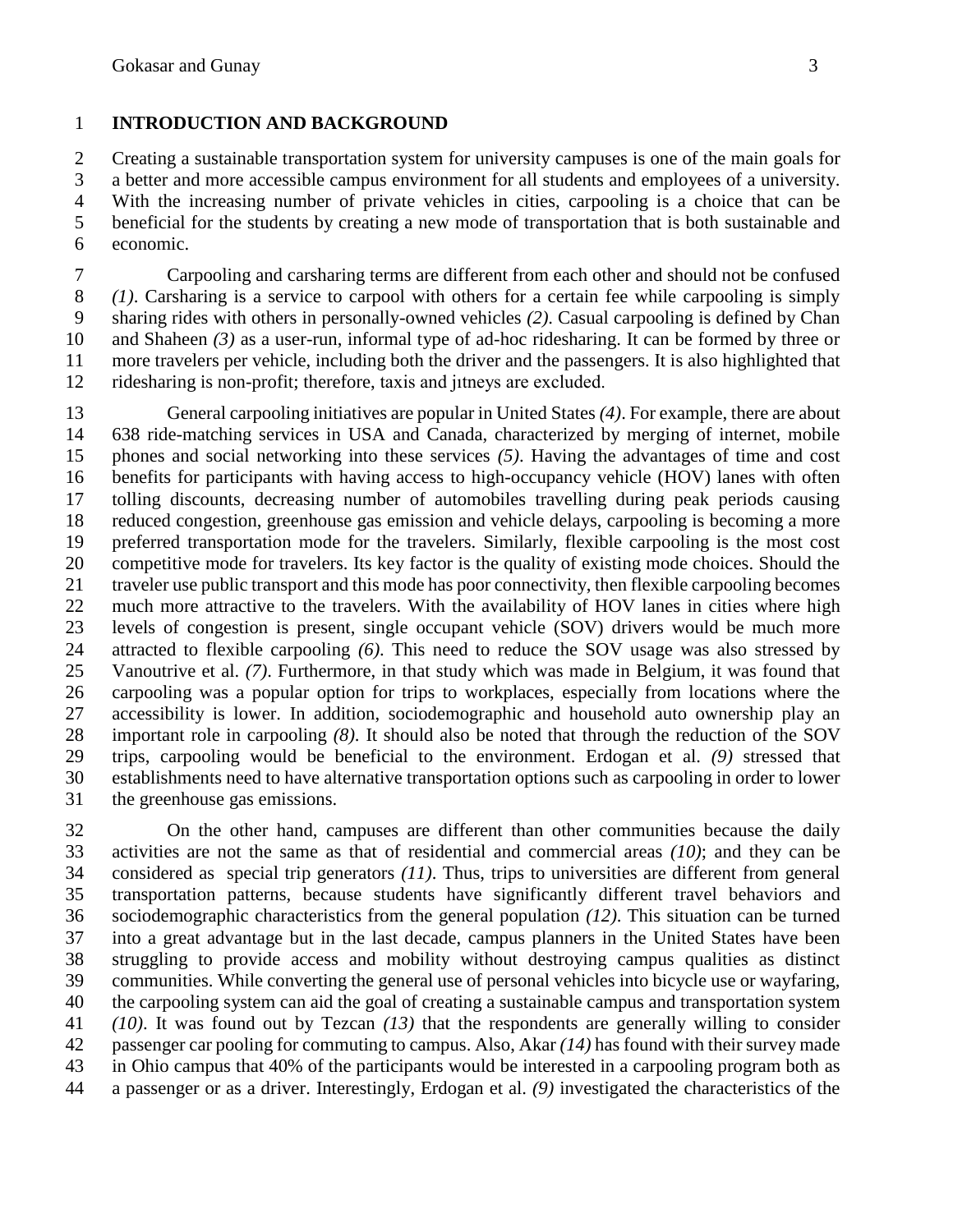# INTRODUCTION AND BACKGROUND

Creating a sustainable transportation system for university campuses is one of the main goals for a better and more accessible campus environment for all students and employees of a university. With the increasing number of private vehicles in cities, carpooling is a choice that can be beneficial for the students by creating a new mode of transportation that is both sustainable and economic.

Carpooling and carsharing terms are different from each other and should not be confused *(1)*. Carsharing is a service to carpool with others for a certain fee while carpooling is simply sharing rides with others in personally-owned vehicles *(2)*. Casual carpooling is defined by Chan and Shaheen *(3)* as a user-run, informal type of ad-hoc ridesharing. It can be formed by three or more travelers per vehicle, including both the driver and the passengers. It is also highlighted that ridesharing is non-profit; therefore, taxis and jıtneys are excluded.

General carpooling initiatives are popular in United States *(4)*. For example, there are about 638 ride-matching services in USA and Canada, characterized by merging of internet, mobile phones and social networking into these services *(5)*. Having the advantages of time and cost benefits for participants with having access to high-occupancy vehicle (HOV) lanes with often tolling discounts, decreasing number of automobiles travelling during peak periods causing reduced congestion, greenhouse gas emission and vehicle delays, carpooling is becoming a more preferred transportation mode for the travelers. Similarly, flexible carpooling is the most cost competitive mode for travelers. Its key factor is the quality of existing mode choices. Should the traveler use public transport and this mode has poor connectivity, then flexible carpooling becomes much more attractive to the travelers. With the availability of HOV lanes in cities where high levels of congestion is present, single occupant vehicle (SOV) drivers would be much more attracted to flexible carpooling *(6)*. This need to reduce the SOV usage was also stressed by Vanoutrive et al. *(7)*. Furthermore, in that study which was made in Belgium, it was found that carpooling was a popular option for trips to workplaces, especially from locations where the accessibility is lower. In addition, sociodemographic and household auto ownership play an important role in carpooling *(8)*. It should also be noted that through the reduction of the SOV trips, carpooling would be beneficial to the environment. Erdogan et al. *(9)* stressed that establishments need to have alternative transportation options such as carpooling in order to lower the greenhouse gas emissions.

On the other hand, campuses are different than other communities because the daily activities are not the same as that of residential and commercial areas *(10)*; and they can be considered as special trip generators *(11)*. Thus, trips to universities are different from general transportation patterns, because students have significantly different travel behaviors and sociodemographic characteristics from the general population *(12)*. This situation can be turned into a great advantage but in the last decade, campus planners in the United States have been struggling to provide access and mobility without destroying campus qualities as distinct communities. While converting the general use of personal vehicles into bicycle use or wayfaring, the carpooling system can aid the goal of creating a sustainable campus and transportation system *(10)*. It was found out by Tezcan *(13)* that the respondents are generally willing to consider passenger car pooling for commuting to campus. Also, Akar *(14)* has found with their survey made in Ohio campus that 40% of the participants would be interested in a carpooling program both as a passenger or as a driver. Interestingly, Erdogan et al. *(9)* investigated the characteristics of the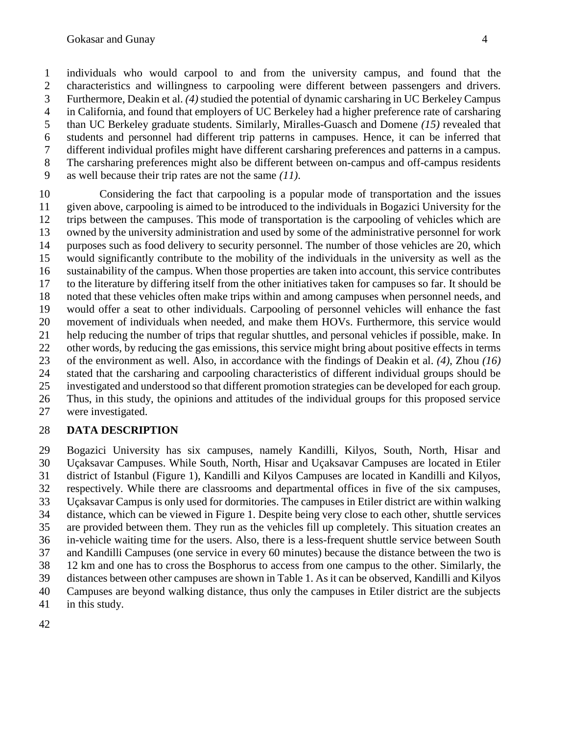individuals who would carpool to and from the university campus, and found that the characteristics and willingness to carpooling were different between passengers and drivers. Furthermore, Deakin et al. *(4)* studied the potential of dynamic carsharing in UC Berkeley Campus in California, and found that employers of UC Berkeley had a higher preference rate of carsharing than UC Berkeley graduate students. Similarly, Miralles-Guasch and Domene *(15)* revealed that students and personnel had different trip patterns in campuses. Hence, it can be inferred that different individual profiles might have different carsharing preferences and patterns in a campus. The carsharing preferences might also be different between on-campus and off-campus residents as well because their trip rates are not the same *(11)*.

Considering the fact that carpooling is a popular mode of transportation and the issues given above, carpooling is aimed to be introduced to the individuals in Bogazici University for the trips between the campuses. This mode of transportation is the carpooling of vehicles which are owned by the university administration and used by some of the administrative personnel for work purposes such as food delivery to security personnel. The number of those vehicles are 20, which would significantly contribute to the mobility of the individuals in the university as well as the sustainability of the campus. When those properties are taken into account, this service contributes to the literature by differing itself from the other initiatives taken for campuses so far. It should be noted that these vehicles often make trips within and among campuses when personnel needs, and would offer a seat to other individuals. Carpooling of personnel vehicles will enhance the fast movement of individuals when needed, and make them HOVs. Furthermore, this service would help reducing the number of trips that regular shuttles, and personal vehicles if possible, make. In other words, by reducing the gas emissions, this service might bring about positive effects in terms of the environment as well. Also, in accordance with the findings of Deakin et al. *(4)*, Zhou *(16)* stated that the carsharing and carpooling characteristics of different individual groups should be investigated and understood so that different promotion strategies can be developed for each group. Thus, in this study, the opinions and attitudes of the individual groups for this proposed service were investigated.

## DATA DESCRIPTION

Bogazici University has six campuses, namely Kandilli, Kilyos, South, North, Hisar and Uçaksavar Campuses. While South, North, Hisar and Uçaksavar Campuses are located in Etiler district of Istanbul (Figure 1), Kandilli and Kilyos Campuses are located in Kandilli and Kilyos, respectively. While there are classrooms and departmental offices in five of the six campuses, Uçaksavar Campus is only used for dormitories. The campuses in Etiler district are within walking distance, which can be viewed in Figure 1. Despite being very close to each other, shuttle services are provided between them. They run as the vehicles fill up completely. This situation creates an in-vehicle waiting time for the users. Also, there is a less-frequent shuttle service between South and Kandilli Campuses (one service in every 60 minutes) because the distance between the two is 12 km and one has to cross the Bosphorus to access from one campus to the other. Similarly, the distances between other campuses are shown in Table 1. As it can be observed, Kandilli and Kilyos Campuses are beyond walking distance, thus only the campuses in Etiler district are the subjects in this study.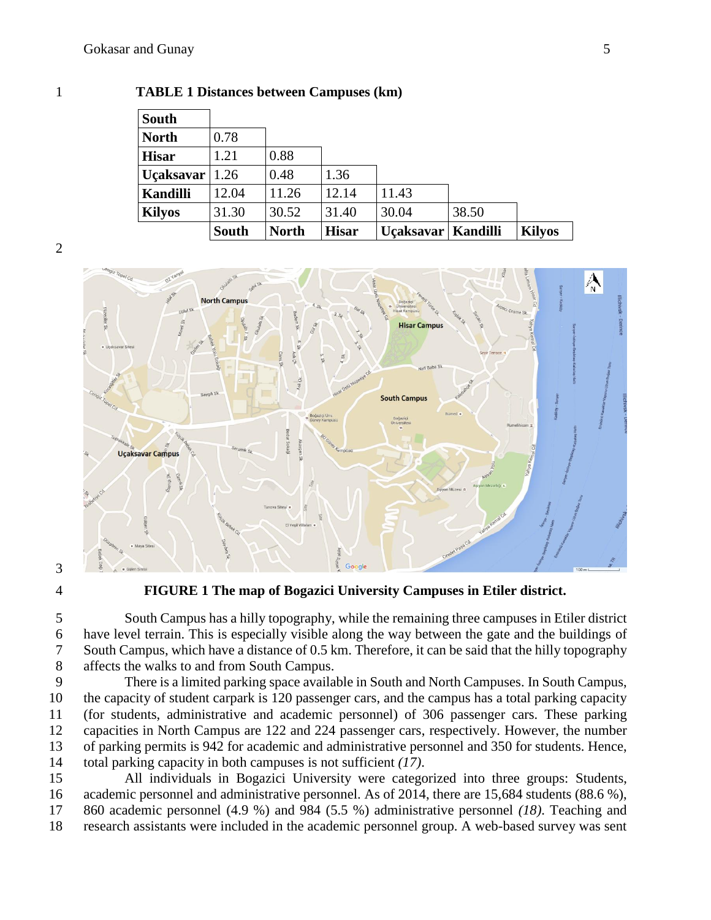**TABLE 1 Distances between Campuses (km)**

| | South | North | Hisar | Uçaksavar | Kandilli | Kilyos |
|---|---|---|---|---|---|---|
| **South** | | | | | | |
| **North** | 0.78 | | | | | |
| **Hisar** | 1.21 | 0.88 | | | | |
| **Uçaksavar** | 1.26 | 0.48 | 1.36 | | | |
| **Kandilli** | 12.04 | 11.26 | 12.14 | 11.43 | | |
| **Kilyos** | 31.30 | 30.52 | 31.40 | 30.04 | 38.50 | |

**FIGURE 1 The map of Bogazici University Campuses in Etiler district.**

South Campus has a hilly topography, while the remaining three campuses in Etiler district have level terrain. This is especially visible along the way between the gate and the buildings of South Campus, which have a distance of 0.5 km. Therefore, it can be said that the hilly topography affects the walks to and from South Campus.

There is a limited parking space available in South and North Campuses. In South Campus, the capacity of student carpark is 120 passenger cars, and the campus has a total parking capacity (for students, administrative and academic personnel) of 306 passenger cars. These parking capacities in North Campus are 122 and 224 passenger cars, respectively. However, the number of parking permits is 942 for academic and administrative personnel and 350 for students. Hence, total parking capacity in both campuses is not sufficient *(17)*.

All individuals in Bogazici University were categorized into three groups: Students, academic personnel and administrative personnel. As of 2014, there are 15,684 students (88.6 %), 860 academic personnel (4.9 %) and 984 (5.5 %) administrative personnel *(18)*. Teaching and research assistants were included in the academic personnel group. A web-based survey was sent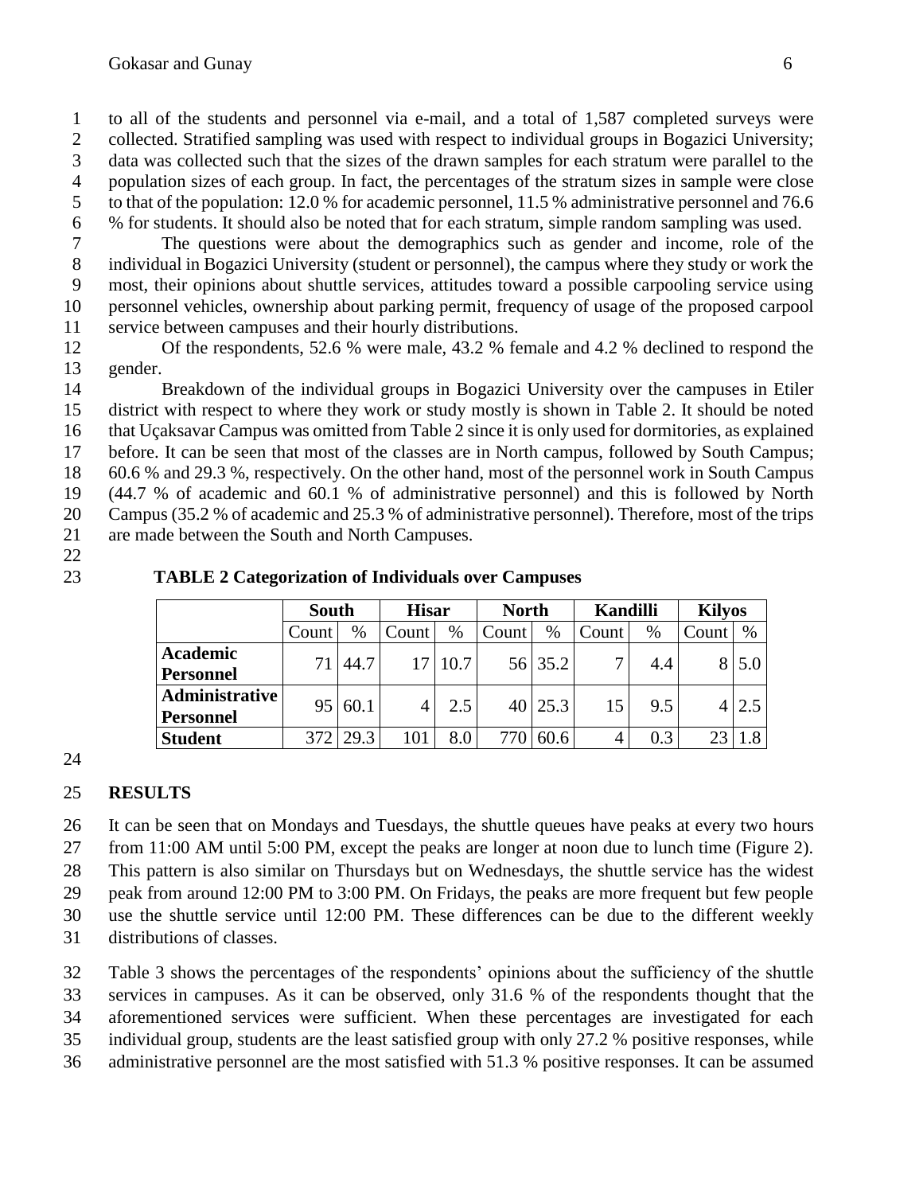to all of the students and personnel via e-mail, and a total of 1,587 completed surveys were collected. Stratified sampling was used with respect to individual groups in Bogazici University; data was collected such that the sizes of the drawn samples for each stratum were parallel to the population sizes of each group. In fact, the percentages of the stratum sizes in sample were close to that of the population: 12.0 % for academic personnel, 11.5 % administrative personnel and 76.6 % for students. It should also be noted that for each stratum, simple random sampling was used.

The questions were about the demographics such as gender and income, role of the individual in Bogazici University (student or personnel), the campus where they study or work the most, their opinions about shuttle services, attitudes toward a possible carpooling service using personnel vehicles, ownership about parking permit, frequency of usage of the proposed carpool service between campuses and their hourly distributions.

Of the respondents, 52.6 % were male, 43.2 % female and 4.2 % declined to respond the gender.

Breakdown of the individual groups in Bogazici University over the campuses in Etiler district with respect to where they work or study mostly is shown in Table 2. It should be noted that Uçaksavar Campus was omitted from Table 2 since it is only used for dormitories, as explained before. It can be seen that most of the classes are in North campus, followed by South Campus; 60.6 % and 29.3 %, respectively. On the other hand, most of the personnel work in South Campus (44.7 % of academic and 60.1 % of administrative personnel) and this is followed by North Campus (35.2 % of academic and 25.3 % of administrative personnel). Therefore, most of the trips are made between the South and North Campuses.

**TABLE 2 Categorization of Individuals over Campuses**

| | **South** | | **Hisar** | | **North** | | **Kandilli** | | **Kilyos** | |
|---|---|---|---|---|---|---|---|---|---|---|
| | Count | % | Count | % | Count | % | Count | % | Count | % |
| **Academic Personnel** | 71 | 44.7 | 17 | 10.7 | 56 | 35.2 | 7 | 4.4 | 8 | 5.0 |
| **Administrative Personnel** | 95 | 60.1 | 4 | 2.5 | 40 | 25.3 | 15 | 9.5 | 4 | 2.5 |
| **Student** | 372 | 29.3 | 101 | 8.0 | 770 | 60.6 | 4 | 0.3 | 23 | 1.8 |

## RESULTS

It can be seen that on Mondays and Tuesdays, the shuttle queues have peaks at every two hours from 11:00 AM until 5:00 PM, except the peaks are longer at noon due to lunch time (Figure 2). This pattern is also similar on Thursdays but on Wednesdays, the shuttle service has the widest peak from around 12:00 PM to 3:00 PM. On Fridays, the peaks are more frequent but few people use the shuttle service until 12:00 PM. These differences can be due to the different weekly distributions of classes.

Table 3 shows the percentages of the respondents' opinions about the sufficiency of the shuttle services in campuses. As it can be observed, only 31.6 % of the respondents thought that the aforementioned services were sufficient. When these percentages are investigated for each individual group, students are the least satisfied group with only 27.2 % positive responses, while administrative personnel are the most satisfied with 51.3 % positive responses. It can be assumed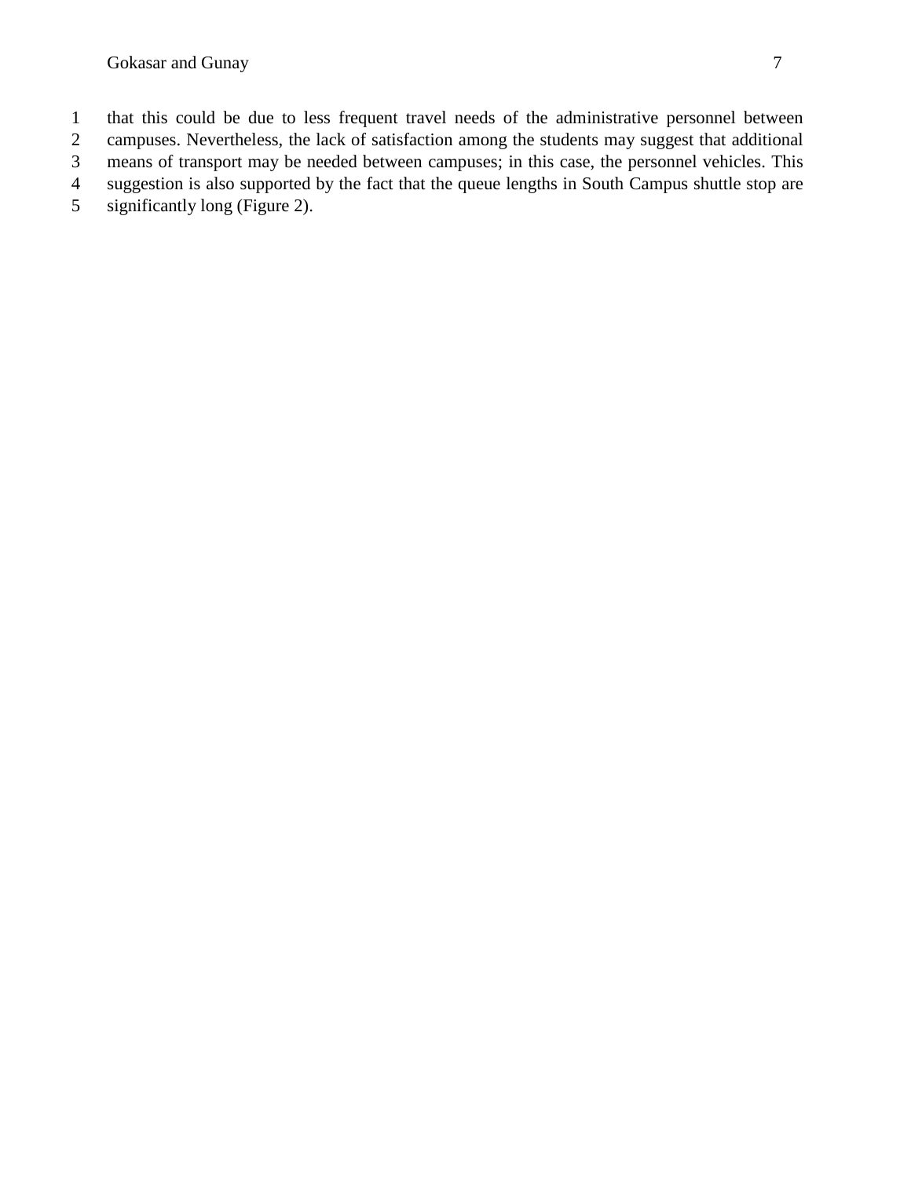that this could be due to less frequent travel needs of the administrative personnel between campuses. Nevertheless, the lack of satisfaction among the students may suggest that additional means of transport may be needed between campuses; in this case, the personnel vehicles. This suggestion is also supported by the fact that the queue lengths in South Campus shuttle stop are significantly long (Figure 2).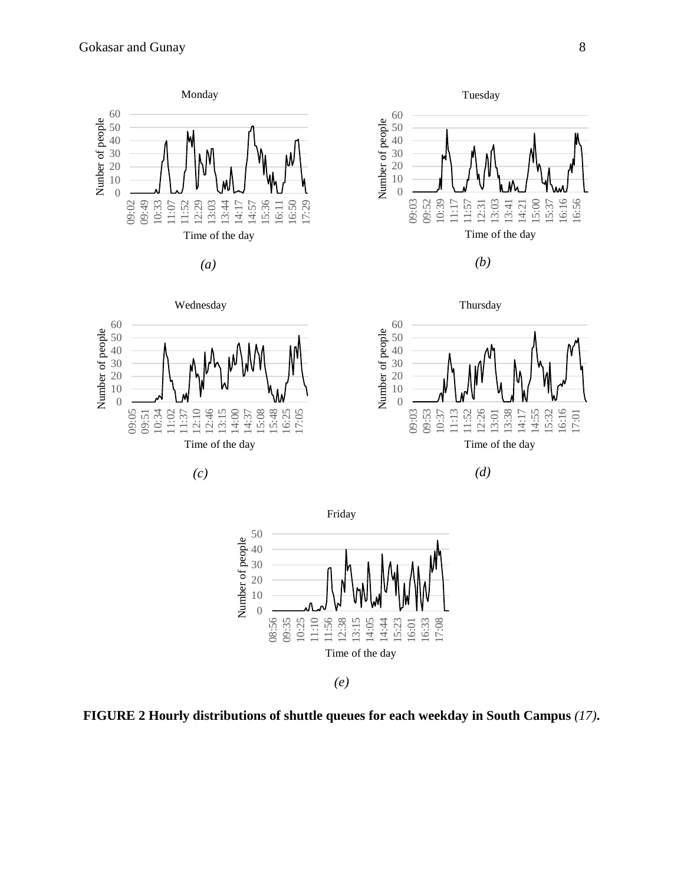**FIGURE 2 Hourly distributions of shuttle queues for each weekday in South Campus *(17)*.**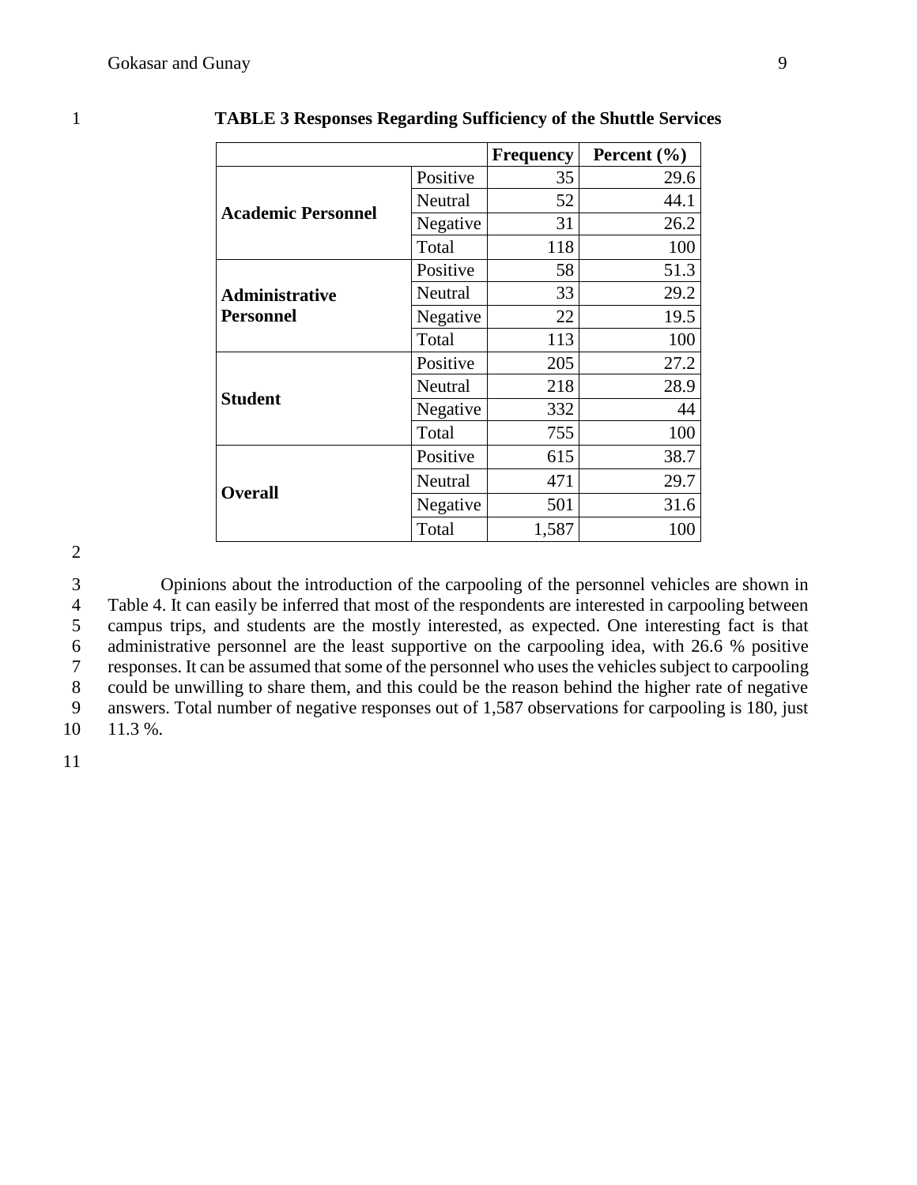**TABLE 3 Responses Regarding Sufficiency of the Shuttle Services**

| | | Frequency | Percent (%) |
|---|---|---|---|
| **Academic Personnel** | Positive | 35 | 29.6 |
| | Neutral | 52 | 44.1 |
| | Negative | 31 | 26.2 |
| | Total | 118 | 100 |
| **Administrative Personnel** | Positive | 58 | 51.3 |
| | Neutral | 33 | 29.2 |
| | Negative | 22 | 19.5 |
| | Total | 113 | 100 |
| **Student** | Positive | 205 | 27.2 |
| | Neutral | 218 | 28.9 |
| | Negative | 332 | 44 |
| | Total | 755 | 100 |
| **Overall** | Positive | 615 | 38.7 |
| | Neutral | 471 | 29.7 |
| | Negative | 501 | 31.6 |
| | Total | 1,587 | 100 |

Opinions about the introduction of the carpooling of the personnel vehicles are shown in Table 4. It can easily be inferred that most of the respondents are interested in carpooling between campus trips, and students are the mostly interested, as expected. One interesting fact is that administrative personnel are the least supportive on the carpooling idea, with 26.6 % positive responses. It can be assumed that some of the personnel who uses the vehicles subject to carpooling could be unwilling to share them, and this could be the reason behind the higher rate of negative answers. Total number of negative responses out of 1,587 observations for carpooling is 180, just 11.3 %.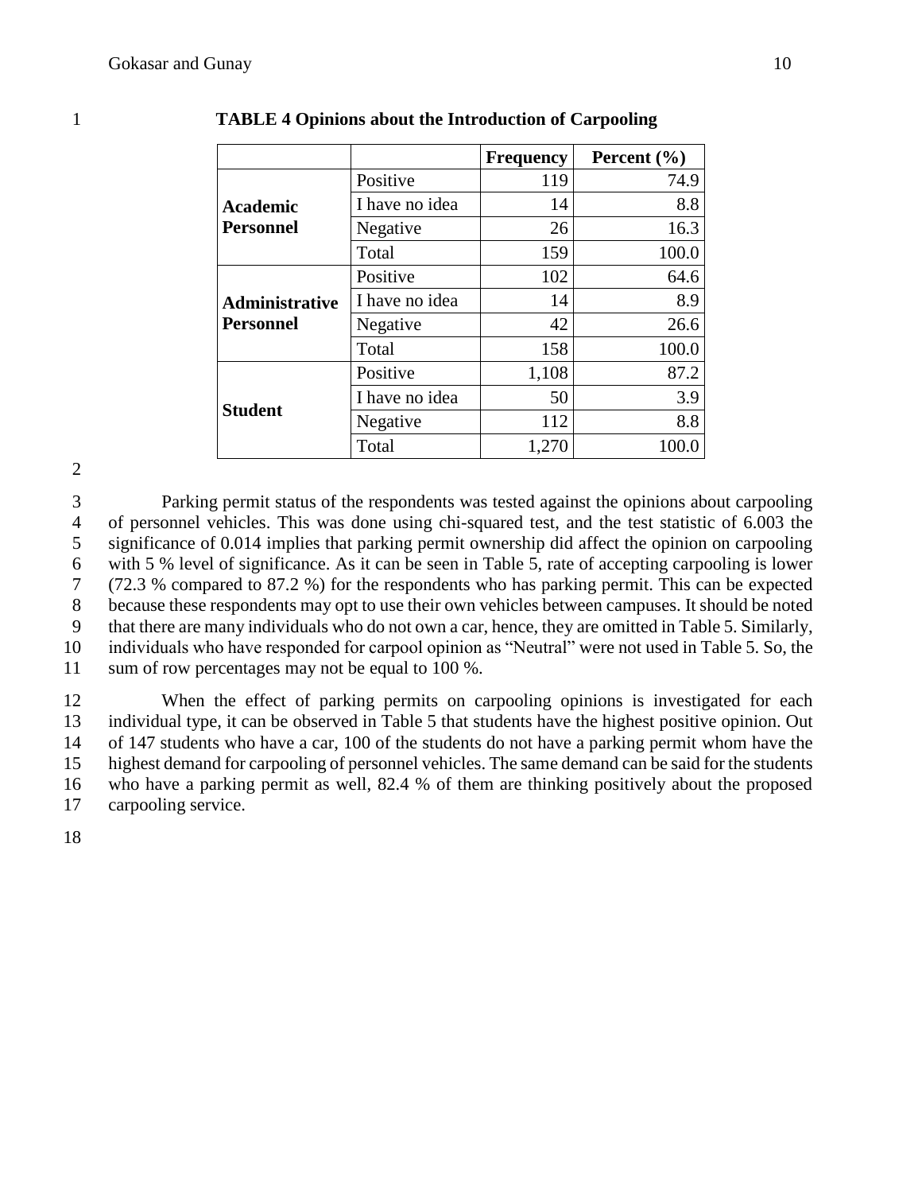**TABLE 4 Opinions about the Introduction of Carpooling**

| | | Frequency | Percent (%) |
|---|---|---|---|
| **Academic Personnel** | Positive | 119 | 74.9 |
| | I have no idea | 14 | 8.8 |
| | Negative | 26 | 16.3 |
| | Total | 159 | 100.0 |
| **Administrative Personnel** | Positive | 102 | 64.6 |
| | I have no idea | 14 | 8.9 |
| | Negative | 42 | 26.6 |
| | Total | 158 | 100.0 |
| **Student** | Positive | 1,108 | 87.2 |
| | I have no idea | 50 | 3.9 |
| | Negative | 112 | 8.8 |
| | Total | 1,270 | 100.0 |

Parking permit status of the respondents was tested against the opinions about carpooling of personnel vehicles. This was done using chi-squared test, and the test statistic of 6.003 the significance of 0.014 implies that parking permit ownership did affect the opinion on carpooling with 5 % level of significance. As it can be seen in Table 5, rate of accepting carpooling is lower (72.3 % compared to 87.2 %) for the respondents who has parking permit. This can be expected because these respondents may opt to use their own vehicles between campuses. It should be noted that there are many individuals who do not own a car, hence, they are omitted in Table 5. Similarly, individuals who have responded for carpool opinion as "Neutral" were not used in Table 5. So, the sum of row percentages may not be equal to 100 %.

When the effect of parking permits on carpooling opinions is investigated for each individual type, it can be observed in Table 5 that students have the highest positive opinion. Out of 147 students who have a car, 100 of the students do not have a parking permit whom have the highest demand for carpooling of personnel vehicles. The same demand can be said for the students who have a parking permit as well, 82.4 % of them are thinking positively about the proposed carpooling service.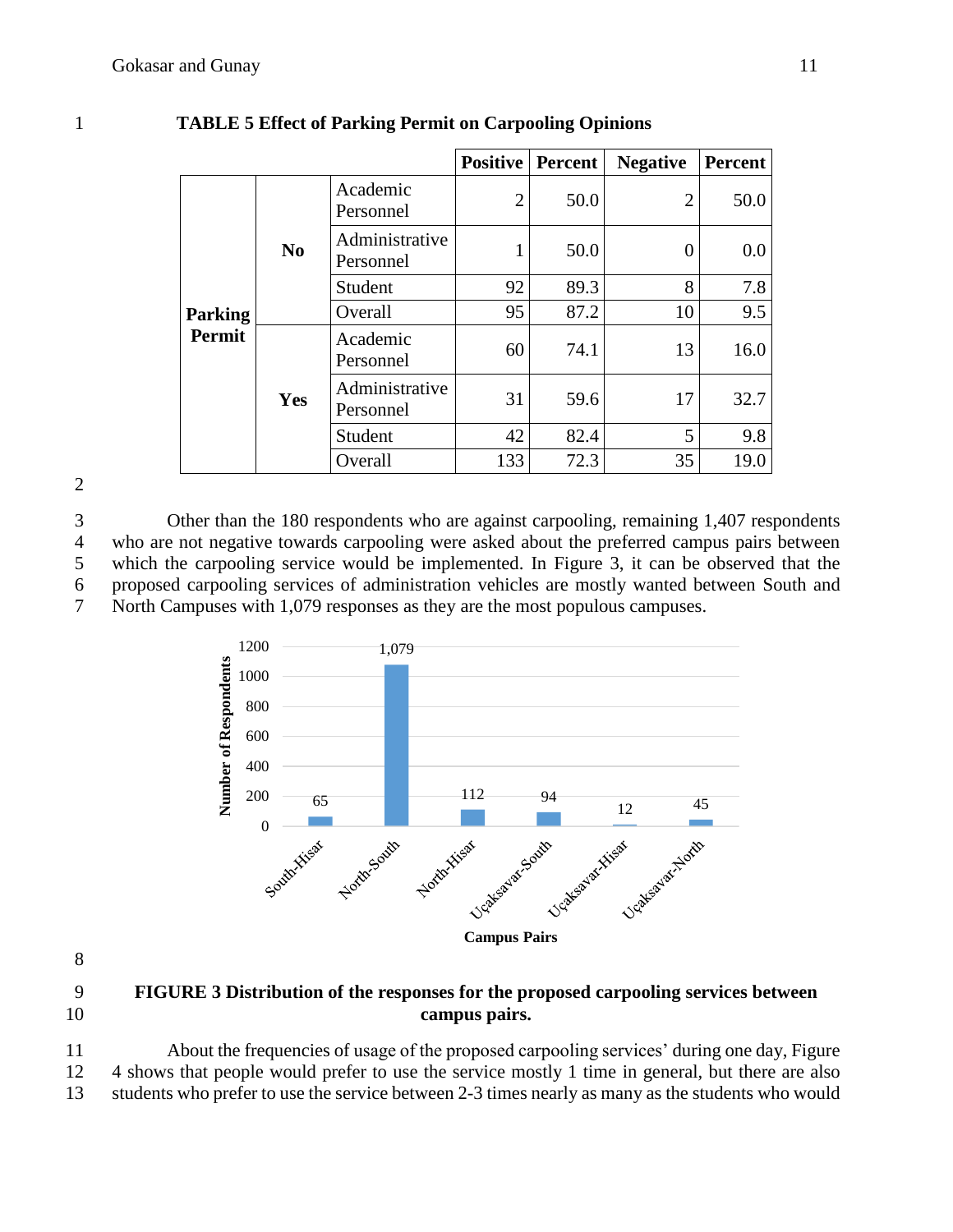**TABLE 5 Effect of Parking Permit on Carpooling Opinions**

| | | | Positive | Percent | Negative | Percent |
|---|---|---|---|---|---|---|
| Parking Permit | No | Academic Personnel | 2 | 50.0 | 2 | 50.0 |
| | | Administrative Personnel | 1 | 50.0 | 0 | 0.0 |
| | | Student | 92 | 89.3 | 8 | 7.8 |
| | | Overall | 95 | 87.2 | 10 | 9.5 |
| | Yes | Academic Personnel | 60 | 74.1 | 13 | 16.0 |
| | | Administrative Personnel | 31 | 59.6 | 17 | 32.7 |
| | | Student | 42 | 82.4 | 5 | 9.8 |
| | | Overall | 133 | 72.3 | 35 | 19.0 |

Other than the 180 respondents who are against carpooling, remaining 1,407 respondents who are not negative towards carpooling were asked about the preferred campus pairs between which the carpooling service would be implemented. In Figure 3, it can be observed that the proposed carpooling services of administration vehicles are mostly wanted between South and North Campuses with 1,079 responses as they are the most populous campuses.

**FIGURE 3 Distribution of the responses for the proposed carpooling services between campus pairs.**

About the frequencies of usage of the proposed carpooling services' during one day, Figure 4 shows that people would prefer to use the service mostly 1 time in general, but there are also students who prefer to use the service between 2-3 times nearly as many as the students who would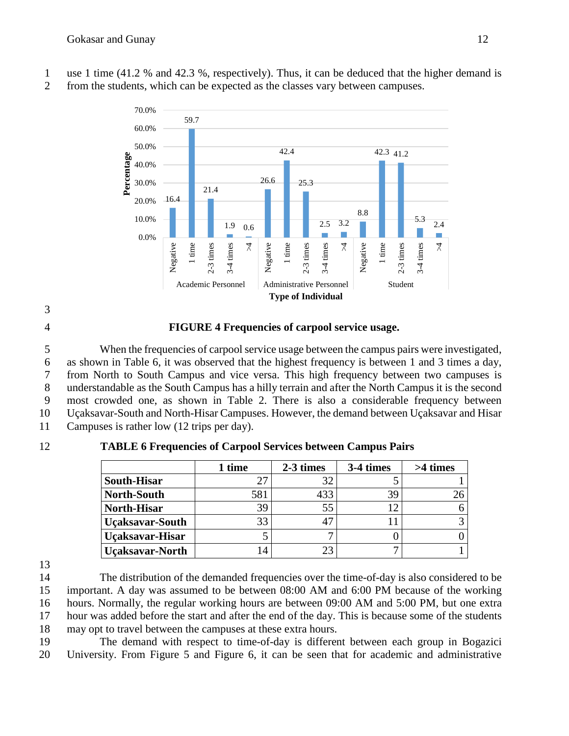use 1 time (41.2 % and 42.3 %, respectively). Thus, it can be deduced that the higher demand is from the students, which can be expected as the classes vary between campuses.

**FIGURE 4 Frequencies of carpool service usage.**

When the frequencies of carpool service usage between the campus pairs were investigated, as shown in Table 6, it was observed that the highest frequency is between 1 and 3 times a day, from North to South Campus and vice versa. This high frequency between two campuses is understandable as the South Campus has a hilly terrain and after the North Campus it is the second most crowded one, as shown in Table 2. There is also a considerable frequency between Uçaksavar-South and North-Hisar Campuses. However, the demand between Uçaksavar and Hisar Campuses is rather low (12 trips per day).

**TABLE 6 Frequencies of Carpool Services between Campus Pairs**

| | 1 time | 2-3 times | 3-4 times | >4 times |
|---|---|---|---|---|
| **South-Hisar** | 27 | 32 | 5 | 1 |
| **North-South** | 581 | 433 | 39 | 26 |
| **North-Hisar** | 39 | 55 | 12 | 6 |
| **Uçaksavar-South** | 33 | 47 | 11 | 3 |
| **Uçaksavar-Hisar** | 5 | 7 | 0 | 0 |
| **Uçaksavar-North** | 14 | 23 | 7 | 1 |

The distribution of the demanded frequencies over the time-of-day is also considered to be important. A day was assumed to be between 08:00 AM and 6:00 PM because of the working hours. Normally, the regular working hours are between 09:00 AM and 5:00 PM, but one extra hour was added before the start and after the end of the day. This is because some of the students may opt to travel between the campuses at these extra hours.

The demand with respect to time-of-day is different between each group in Bogazici University. From Figure 5 and Figure 6, it can be seen that for academic and administrative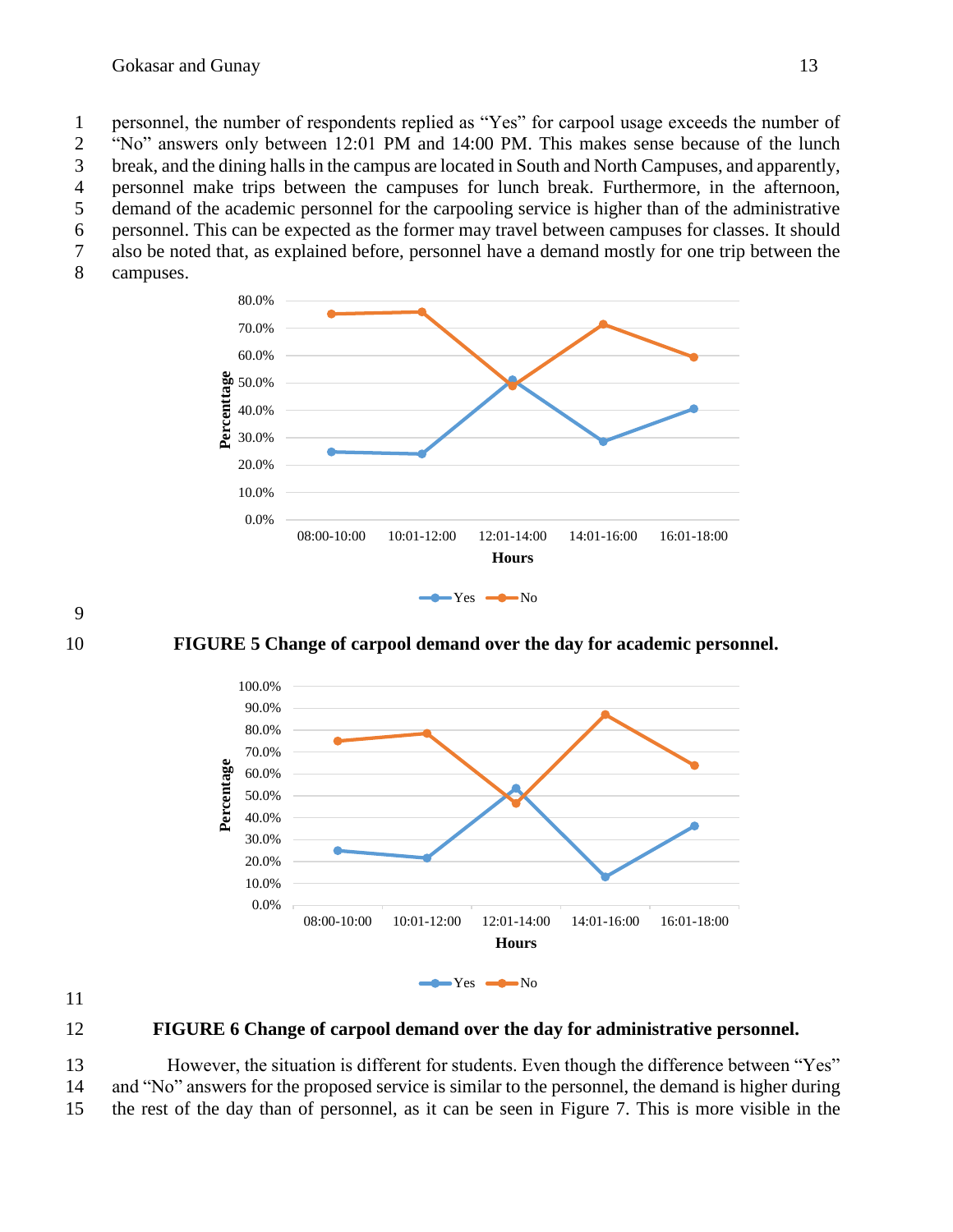personnel, the number of respondents replied as "Yes" for carpool usage exceeds the number of "No" answers only between 12:01 PM and 14:00 PM. This makes sense because of the lunch break, and the dining halls in the campus are located in South and North Campuses, and apparently, personnel make trips between the campuses for lunch break. Furthermore, in the afternoon, demand of the academic personnel for the carpooling service is higher than of the administrative personnel. This can be expected as the former may travel between campuses for classes. It should also be noted that, as explained before, personnel have a demand mostly for one trip between the campuses.

**FIGURE 5 Change of carpool demand over the day for academic personnel.**

**FIGURE 6 Change of carpool demand over the day for administrative personnel.**

However, the situation is different for students. Even though the difference between "Yes" and "No" answers for the proposed service is similar to the personnel, the demand is higher during the rest of the day than of personnel, as it can be seen in Figure 7. This is more visible in the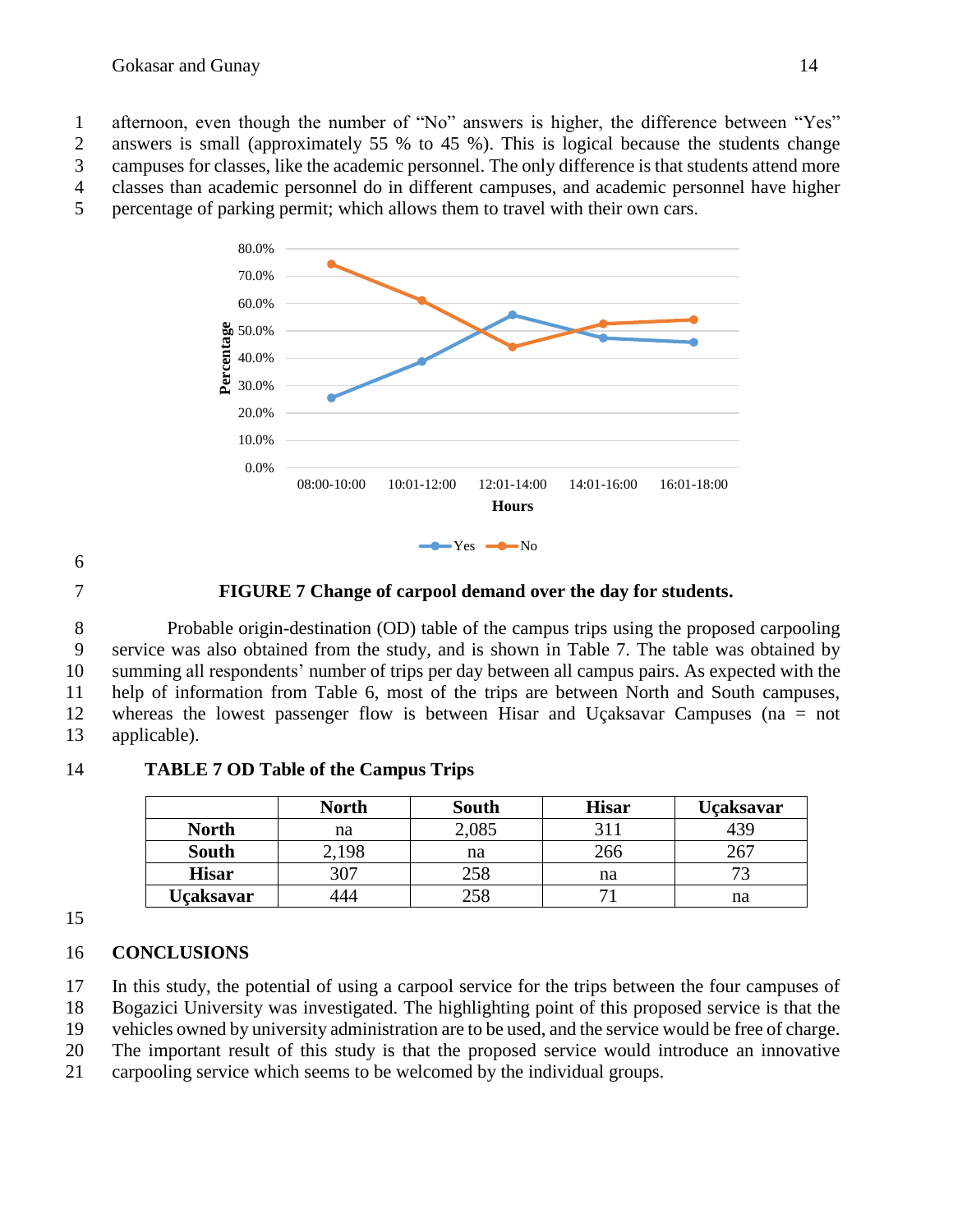afternoon, even though the number of "No" answers is higher, the difference between "Yes" answers is small (approximately 55 % to 45 %). This is logical because the students change campuses for classes, like the academic personnel. The only difference is that students attend more classes than academic personnel do in different campuses, and academic personnel have higher percentage of parking permit; which allows them to travel with their own cars.

**FIGURE 7 Change of carpool demand over the day for students.**

Probable origin-destination (OD) table of the campus trips using the proposed carpooling service was also obtained from the study, and is shown in Table 7. The table was obtained by summing all respondents' number of trips per day between all campus pairs. As expected with the help of information from Table 6, most of the trips are between North and South campuses, whereas the lowest passenger flow is between Hisar and Uçaksavar Campuses (na = not applicable).

**TABLE 7 OD Table of the Campus Trips**

| | North | South | Hisar | Uçaksavar |
|---|---|---|---|---|
| **North** | na | 2,085 | 311 | 439 |
| **South** | 2,198 | na | 266 | 267 |
| **Hisar** | 307 | 258 | na | 73 |
| **Uçaksavar** | 444 | 258 | 71 | na |

## CONCLUSIONS

In this study, the potential of using a carpool service for the trips between the four campuses of Bogazici University was investigated. The highlighting point of this proposed service is that the vehicles owned by university administration are to be used, and the service would be free of charge. The important result of this study is that the proposed service would introduce an innovative carpooling service which seems to be welcomed by the individual groups.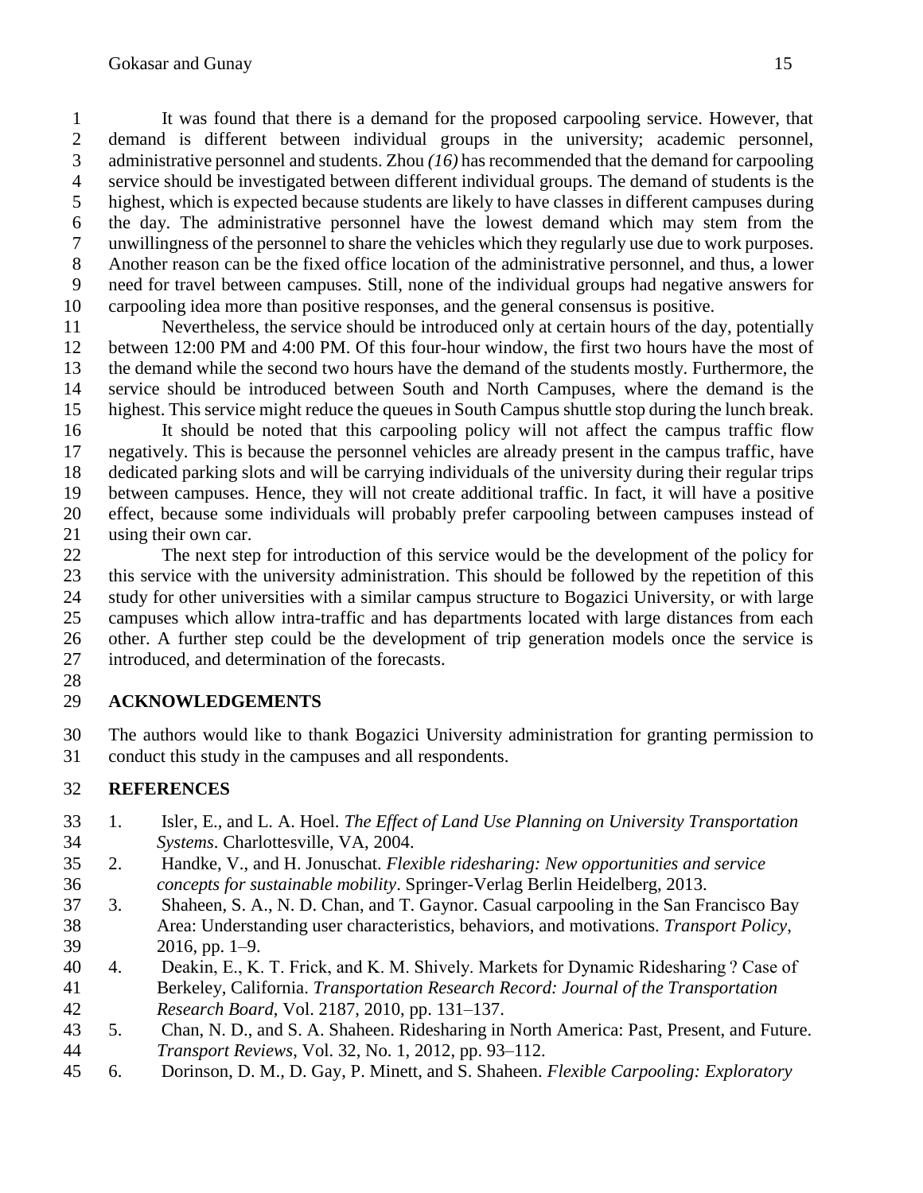It was found that there is a demand for the proposed carpooling service. However, that demand is different between individual groups in the university; academic personnel, administrative personnel and students. Zhou *(16)* has recommended that the demand for carpooling service should be investigated between different individual groups. The demand of students is the highest, which is expected because students are likely to have classes in different campuses during the day. The administrative personnel have the lowest demand which may stem from the unwillingness of the personnel to share the vehicles which they regularly use due to work purposes. Another reason can be the fixed office location of the administrative personnel, and thus, a lower need for travel between campuses. Still, none of the individual groups had negative answers for carpooling idea more than positive responses, and the general consensus is positive.

Nevertheless, the service should be introduced only at certain hours of the day, potentially between 12:00 PM and 4:00 PM. Of this four-hour window, the first two hours have the most of the demand while the second two hours have the demand of the students mostly. Furthermore, the service should be introduced between South and North Campuses, where the demand is the highest. This service might reduce the queues in South Campus shuttle stop during the lunch break.

It should be noted that this carpooling policy will not affect the campus traffic flow negatively. This is because the personnel vehicles are already present in the campus traffic, have dedicated parking slots and will be carrying individuals of the university during their regular trips between campuses. Hence, they will not create additional traffic. In fact, it will have a positive effect, because some individuals will probably prefer carpooling between campuses instead of using their own car.

The next step for introduction of this service would be the development of the policy for this service with the university administration. This should be followed by the repetition of this study for other universities with a similar campus structure to Bogazici University, or with large campuses which allow intra-traffic and has departments located with large distances from each other. A further step could be the development of trip generation models once the service is introduced, and determination of the forecasts.

## ACKNOWLEDGEMENTS

The authors would like to thank Bogazici University administration for granting permission to conduct this study in the campuses and all respondents.

## REFERENCES

1. Isler, E., and L. A. Hoel. *The Effect of Land Use Planning on University Transportation Systems*. Charlottesville, VA, 2004.
2. Handke, V., and H. Jonuschat. *Flexible ridesharing: New opportunities and service concepts for sustainable mobility*. Springer-Verlag Berlin Heidelberg, 2013.
3. Shaheen, S. A., N. D. Chan, and T. Gaynor. Casual carpooling in the San Francisco Bay Area: Understanding user characteristics, behaviors, and motivations. *Transport Policy*, 2016, pp. 1–9.
4. Deakin, E., K. T. Frick, and K. M. Shively. Markets for Dynamic Ridesharing ? Case of Berkeley, California. *Transportation Research Record: Journal of the Transportation Research Board*, Vol. 2187, 2010, pp. 131–137.
5. Chan, N. D., and S. A. Shaheen. Ridesharing in North America: Past, Present, and Future. *Transport Reviews*, Vol. 32, No. 1, 2012, pp. 93–112.
6. Dorinson, D. M., D. Gay, P. Minett, and S. Shaheen. *Flexible Carpooling: Exploratory*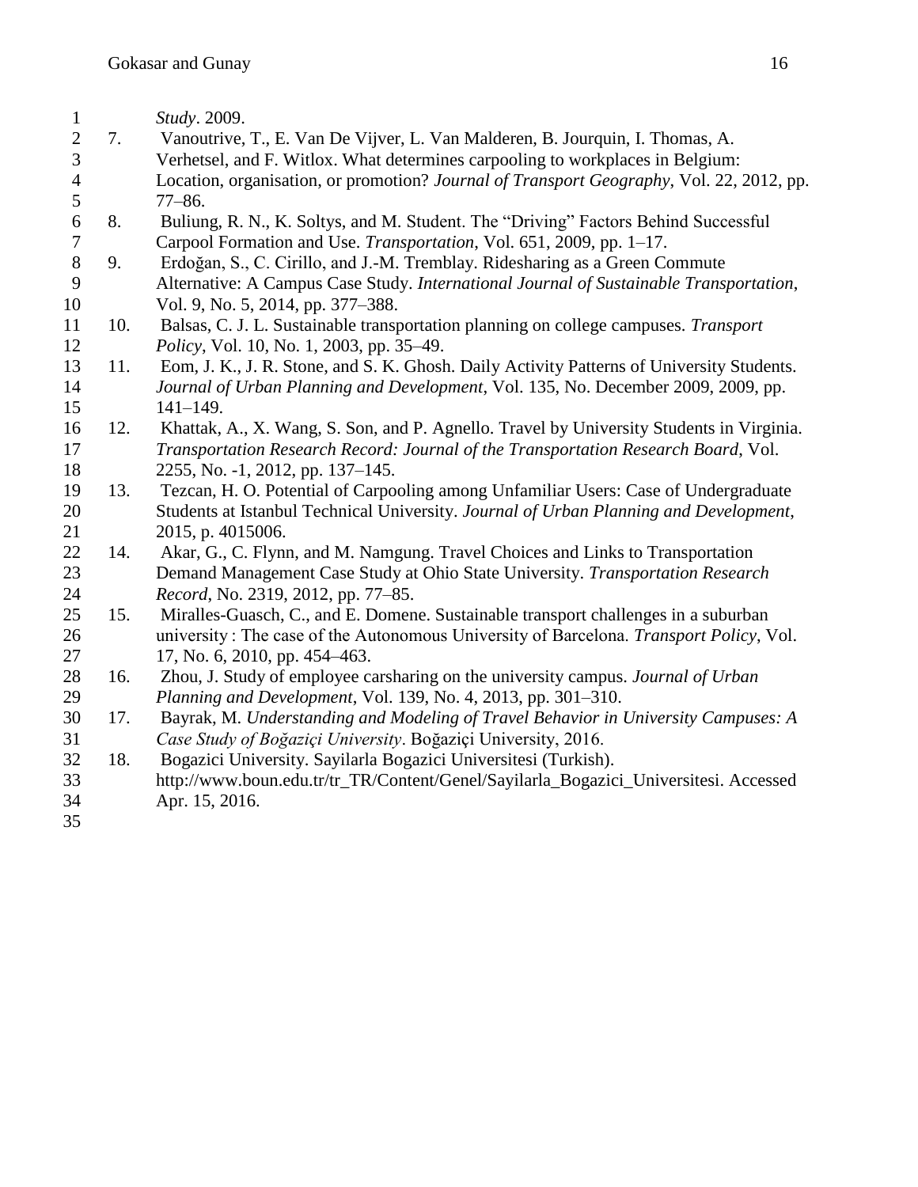*Study*. 2009.

7. Vanoutrive, T., E. Van De Vijver, L. Van Malderen, B. Jourquin, I. Thomas, A. Verhetsel, and F. Witlox. What determines carpooling to workplaces in Belgium: Location, organisation, or promotion? *Journal of Transport Geography*, Vol. 22, 2012, pp. 77–86.
8. Buliung, R. N., K. Soltys, and M. Student. The "Driving" Factors Behind Successful Carpool Formation and Use. *Transportation*, Vol. 651, 2009, pp. 1–17.
9. Erdoğan, S., C. Cirillo, and J.-M. Tremblay. Ridesharing as a Green Commute Alternative: A Campus Case Study. *International Journal of Sustainable Transportation*, Vol. 9, No. 5, 2014, pp. 377–388.
10. Balsas, C. J. L. Sustainable transportation planning on college campuses. *Transport Policy*, Vol. 10, No. 1, 2003, pp. 35–49.
11. Eom, J. K., J. R. Stone, and S. K. Ghosh. Daily Activity Patterns of University Students. *Journal of Urban Planning and Development*, Vol. 135, No. December 2009, 2009, pp. 141–149.
12. Khattak, A., X. Wang, S. Son, and P. Agnello. Travel by University Students in Virginia. *Transportation Research Record: Journal of the Transportation Research Board*, Vol. 2255, No. -1, 2012, pp. 137–145.
13. Tezcan, H. O. Potential of Carpooling among Unfamiliar Users: Case of Undergraduate Students at Istanbul Technical University. *Journal of Urban Planning and Development*, 2015, p. 4015006.
14. Akar, G., C. Flynn, and M. Namgung. Travel Choices and Links to Transportation Demand Management Case Study at Ohio State University. *Transportation Research Record*, No. 2319, 2012, pp. 77–85.
15. Miralles-Guasch, C., and E. Domene. Sustainable transport challenges in a suburban university : The case of the Autonomous University of Barcelona. *Transport Policy*, Vol. 17, No. 6, 2010, pp. 454–463.
16. Zhou, J. Study of employee carsharing on the university campus. *Journal of Urban Planning and Development*, Vol. 139, No. 4, 2013, pp. 301–310.
17. Bayrak, M. *Understanding and Modeling of Travel Behavior in University Campuses: A Case Study of Boğaziçi University*. Boğaziçi University, 2016.
18. Bogazici University. Sayilarla Bogazici Universitesi (Turkish). http://www.boun.edu.tr/tr_TR/Content/Genel/Sayilarla_Bogazici_Universitesi. Accessed Apr. 15, 2016.